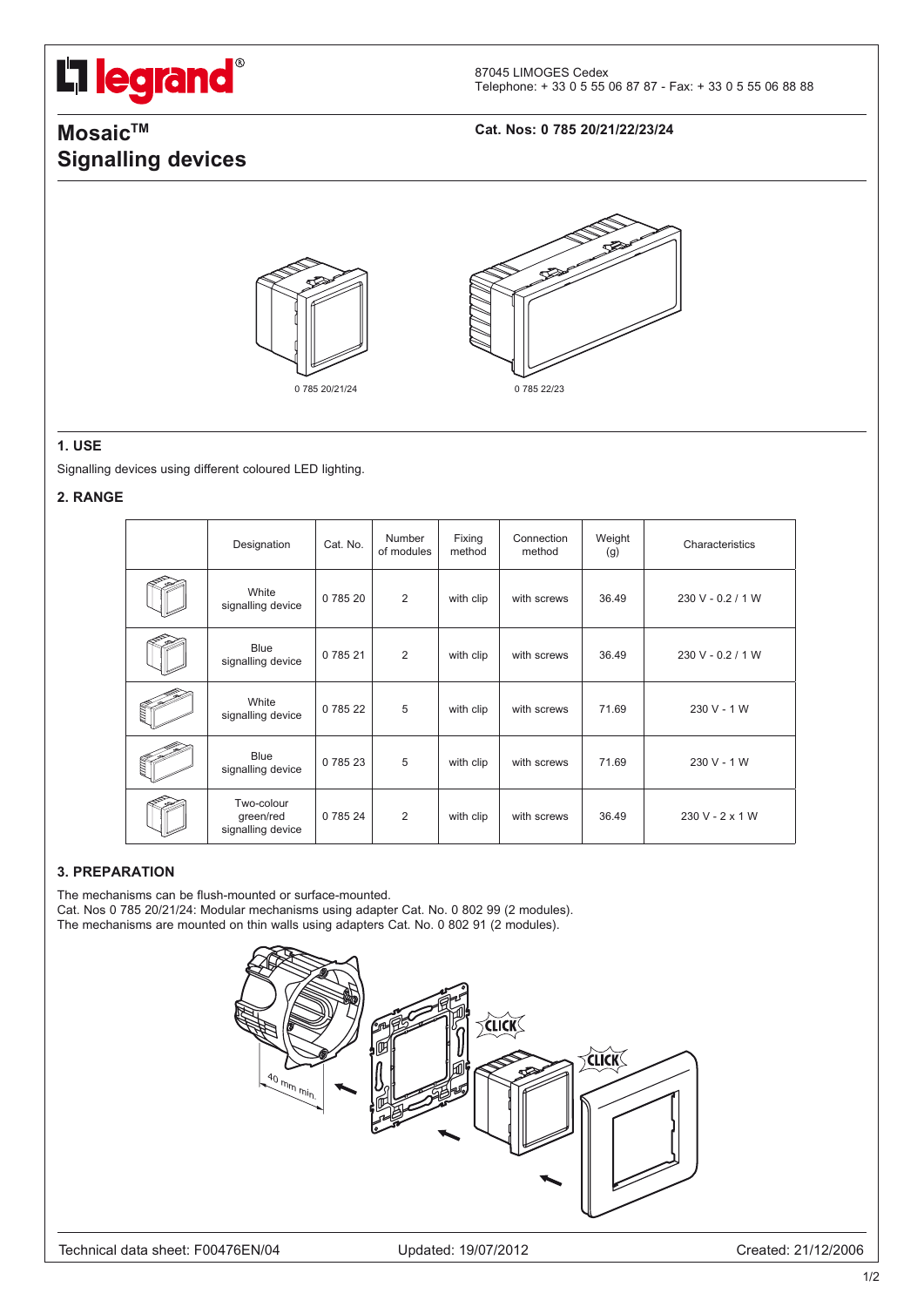87045 LIMOGES Cedex
Telephone: + 33 0 5 55 06 87 87 - Fax: + 33 0 5 55 06 88 88

# Mosaic™ Signalling devices

**Cat. Nos: 0 785 20/21/22/23/24**

0 785 20/21/24

0 785 22/23

## 1. USE

Signalling devices using different coloured LED lighting.

## 2. RANGE

| | Designation | Cat. No. | Number of modules | Fixing method | Connection method | Weight (g) | Characteristics |
|---|---|---|---|---|---|---|---|
| | White signalling device | 0 785 20 | 2 | with clip | with screws | 36.49 | 230 V - 0.2 / 1 W |
| | Blue signalling device | 0 785 21 | 2 | with clip | with screws | 36.49 | 230 V - 0.2 / 1 W |
| | White signalling device | 0 785 22 | 5 | with clip | with screws | 71.69 | 230 V - 1 W |
| | Blue signalling device | 0 785 23 | 5 | with clip | with screws | 71.69 | 230 V - 1 W |
| | Two-colour green/red signalling device | 0 785 24 | 2 | with clip | with screws | 36.49 | 230 V - 2 x 1 W |

## 3. PREPARATION

The mechanisms can be flush-mounted or surface-mounted.
Cat. Nos 0 785 20/21/24: Modular mechanisms using adapter Cat. No. 0 802 99 (2 modules).
The mechanisms are mounted on thin walls using adapters Cat. No. 0 802 91 (2 modules).

40 mm min.

CLICK

CLICK

Technical data sheet: F00476EN/04 | Updated: 19/07/2012 | Created: 21/12/2006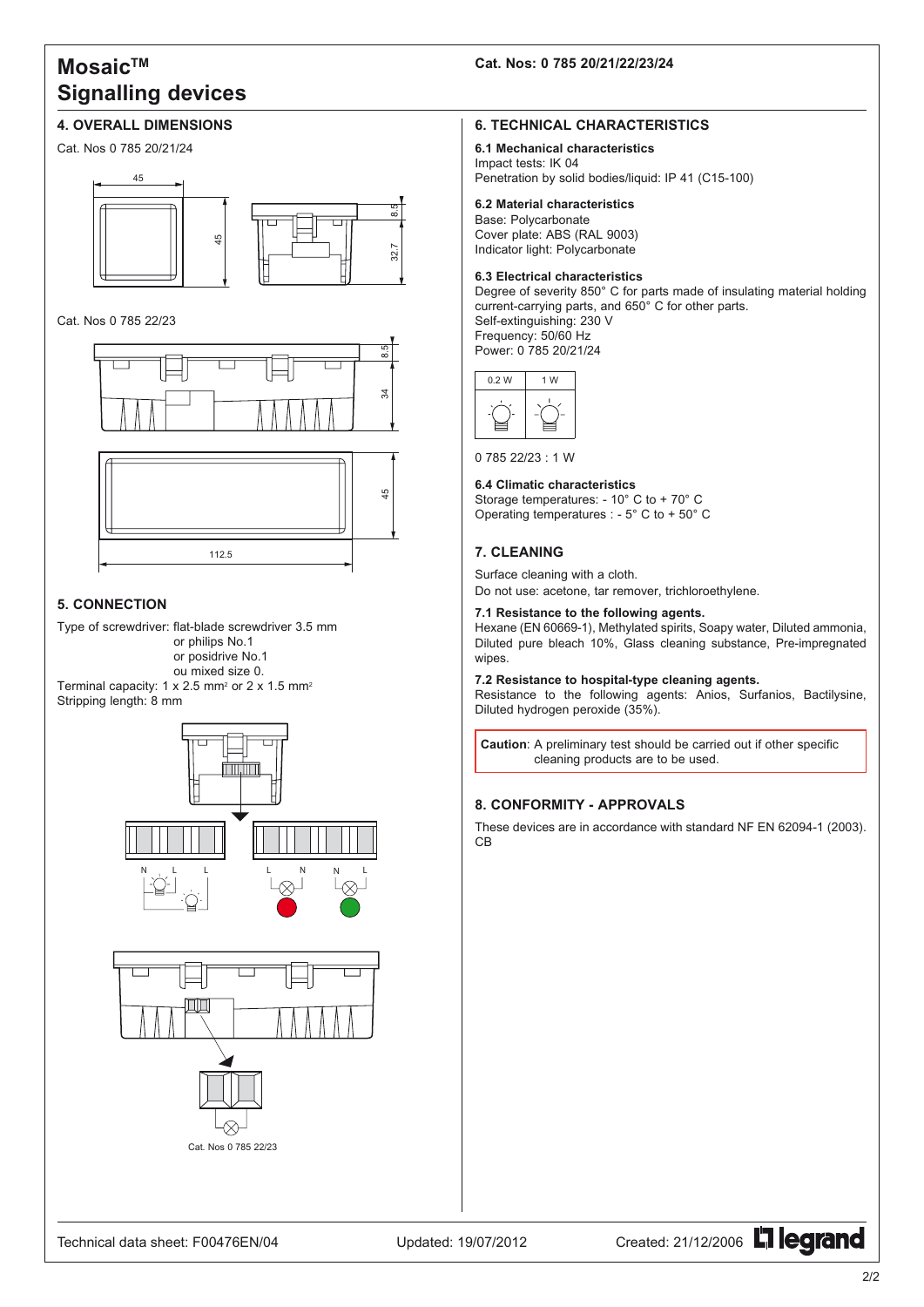# Mosaic™ Signalling devices

**Cat. Nos: 0 785 20/21/22/23/24**

## 4. OVERALL DIMENSIONS

Cat. Nos 0 785 20/21/24

45

45

8.5

32.7

Cat. Nos 0 785 22/23

8.5

34

45

112.5

## 5. CONNECTION

Type of screwdriver: flat-blade screwdriver 3.5 mm
or philips No.1
or posidrive No.1
ou mixed size 0.

Terminal capacity: 1 x 2.5 mm² or 2 x 1.5 mm²

Stripping length: 8 mm

N L L L N N L

Cat. Nos 0 785 22/23

## 6. TECHNICAL CHARACTERISTICS

### 6.1 Mechanical characteristics

Impact tests: IK 04

Penetration by solid bodies/liquid: IP 41 (C15-100)

### 6.2 Material characteristics

Base: Polycarbonate

Cover plate: ABS (RAL 9003)

Indicator light: Polycarbonate

### 6.3 Electrical characteristics

Degree of severity 850° C for parts made of insulating material holding current-carrying parts, and 650° C for other parts.

Self-extinguishing: 230 V

Frequency: 50/60 Hz

Power: 0 785 20/21/24

| 0.2 W | 1 W |
| --- | --- |
| | |

0 785 22/23 : 1 W

### 6.4 Climatic characteristics

Storage temperatures: - 10° C to + 70° C

Operating temperatures : - 5° C to + 50° C

## 7. CLEANING

Surface cleaning with a cloth.

Do not use: acetone, tar remover, trichloroethylene.

### 7.1 Resistance to the following agents.

Hexane (EN 60669-1), Methylated spirits, Soapy water, Diluted ammonia, Diluted pure bleach 10%, Glass cleaning substance, Pre-impregnated wipes.

### 7.2 Resistance to hospital-type cleaning agents.

Resistance to the following agents: Anios, Surfanios, Bactilysine, Diluted hydrogen peroxide (35%).

**Caution**: A preliminary test should be carried out if other specific cleaning products are to be used.

## 8. CONFORMITY - APPROVALS

These devices are in accordance with standard NF EN 62094-1 (2003).
CB

Technical data sheet: F00476EN/04 Updated: 19/07/2012 Created: 21/12/2006